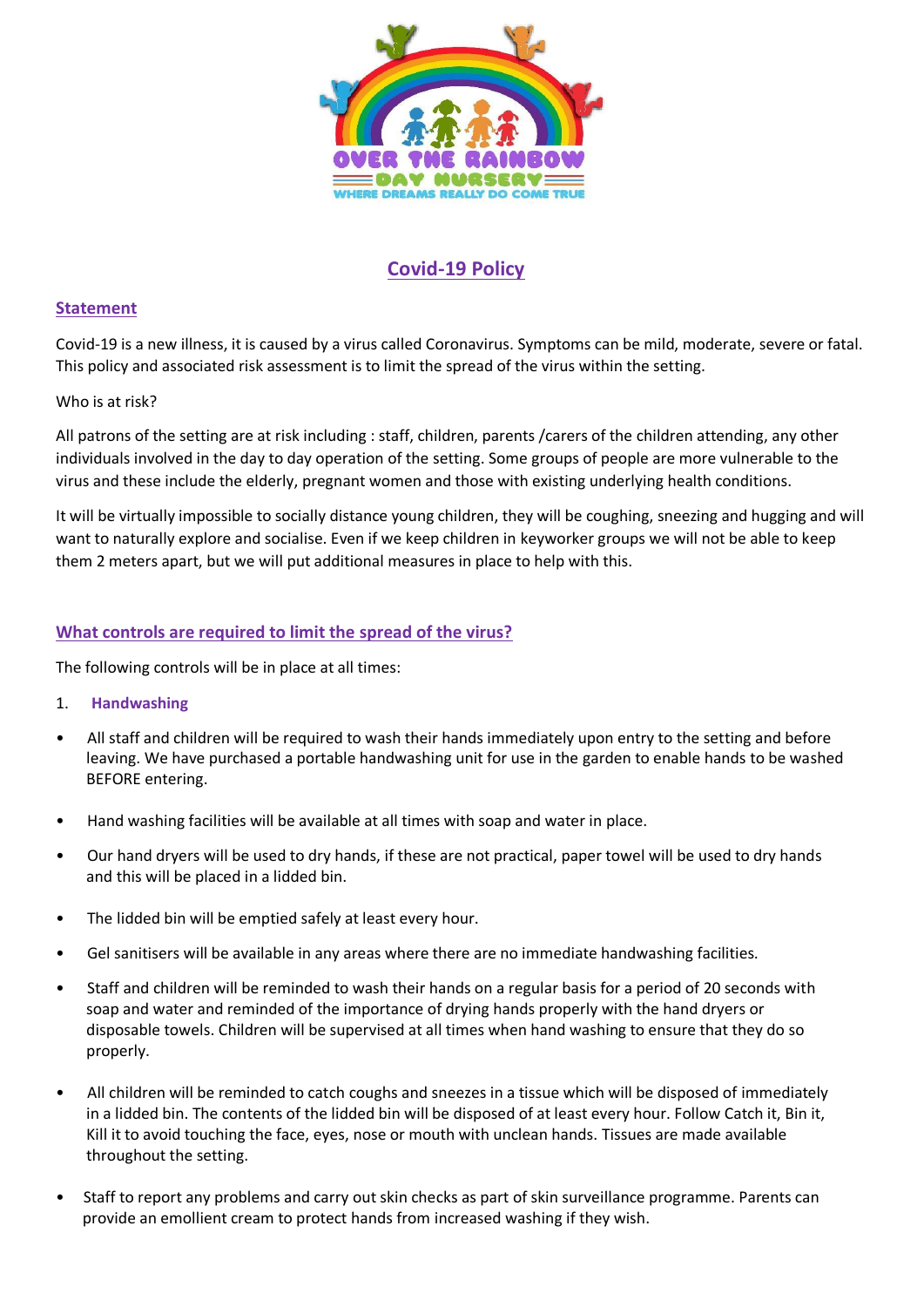# Covid-19 Policy

## Statement

Covid-19 is a new illness, it is caused by a virus called Coronavirus. Symptoms can be mild, moderate, severe or fatal. This policy and associated risk assessment is to limit the spread of the virus within the setting.

Who is at risk?

All patrons of the setting are at risk including : staff, children, parents /carers of the children attending, any other individuals involved in the day to day operation of the setting. Some groups of people are more vulnerable to the virus and these include the elderly, pregnant women and those with existing underlying health conditions.

It will be virtually impossible to socially distance young children, they will be coughing, sneezing and hugging and will want to naturally explore and socialise. Even if we keep children in keyworker groups we will not be able to keep them 2 meters apart, but we will put additional measures in place to help with this.

## What controls are required to limit the spread of the virus?

The following controls will be in place at all times:

### 1. Handwashing

- All staff and children will be required to wash their hands immediately upon entry to the setting and before leaving. We have purchased a portable handwashing unit for use in the garden to enable hands to be washed BEFORE entering.
- Hand washing facilities will be available at all times with soap and water in place.
- Our hand dryers will be used to dry hands, if these are not practical, paper towel will be used to dry hands and this will be placed in a lidded bin.
- The lidded bin will be emptied safely at least every hour.
- Gel sanitisers will be available in any areas where there are no immediate handwashing facilities.
- Staff and children will be reminded to wash their hands on a regular basis for a period of 20 seconds with soap and water and reminded of the importance of drying hands properly with the hand dryers or disposable towels. Children will be supervised at all times when hand washing to ensure that they do so properly.
- All children will be reminded to catch coughs and sneezes in a tissue which will be disposed of immediately in a lidded bin. The contents of the lidded bin will be disposed of at least every hour. Follow Catch it, Bin it, Kill it to avoid touching the face, eyes, nose or mouth with unclean hands. Tissues are made available throughout the setting.
- Staff to report any problems and carry out skin checks as part of skin surveillance programme. Parents can provide an emollient cream to protect hands from increased washing if they wish.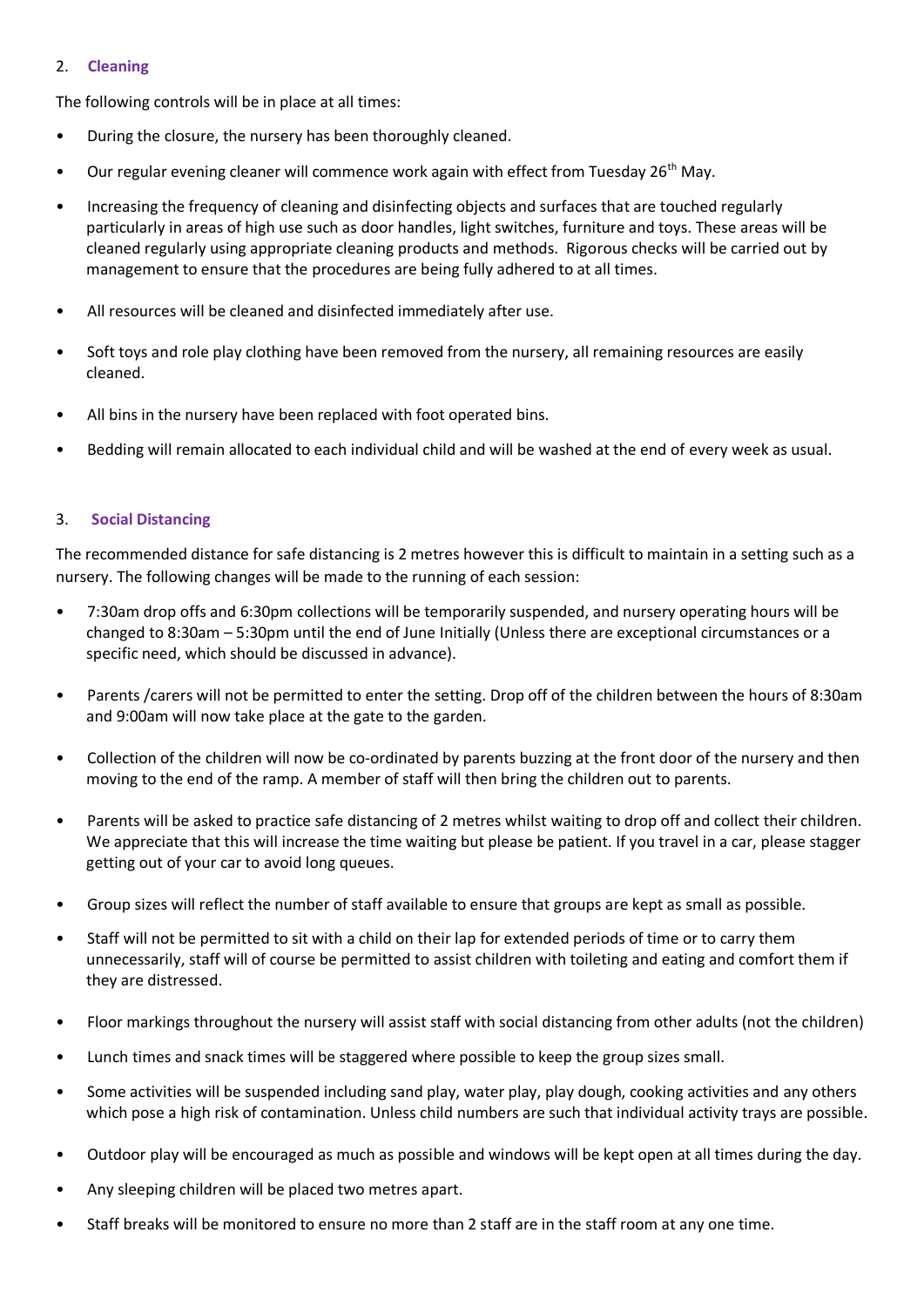## 2. Cleaning

The following controls will be in place at all times:

- During the closure, the nursery has been thoroughly cleaned.
- Our regular evening cleaner will commence work again with effect from Tuesday 26th May.
- Increasing the frequency of cleaning and disinfecting objects and surfaces that are touched regularly particularly in areas of high use such as door handles, light switches, furniture and toys. These areas will be cleaned regularly using appropriate cleaning products and methods. Rigorous checks will be carried out by management to ensure that the procedures are being fully adhered to at all times.
- All resources will be cleaned and disinfected immediately after use.
- Soft toys and role play clothing have been removed from the nursery, all remaining resources are easily cleaned.
- All bins in the nursery have been replaced with foot operated bins.
- Bedding will remain allocated to each individual child and will be washed at the end of every week as usual.

## 3. Social Distancing

The recommended distance for safe distancing is 2 metres however this is difficult to maintain in a setting such as a nursery. The following changes will be made to the running of each session:

- 7:30am drop offs and 6:30pm collections will be temporarily suspended, and nursery operating hours will be changed to 8:30am – 5:30pm until the end of June Initially (Unless there are exceptional circumstances or a specific need, which should be discussed in advance).
- Parents /carers will not be permitted to enter the setting. Drop off of the children between the hours of 8:30am and 9:00am will now take place at the gate to the garden.
- Collection of the children will now be co-ordinated by parents buzzing at the front door of the nursery and then moving to the end of the ramp. A member of staff will then bring the children out to parents.
- Parents will be asked to practice safe distancing of 2 metres whilst waiting to drop off and collect their children. We appreciate that this will increase the time waiting but please be patient. If you travel in a car, please stagger getting out of your car to avoid long queues.
- Group sizes will reflect the number of staff available to ensure that groups are kept as small as possible.
- Staff will not be permitted to sit with a child on their lap for extended periods of time or to carry them unnecessarily, staff will of course be permitted to assist children with toileting and eating and comfort them if they are distressed.
- Floor markings throughout the nursery will assist staff with social distancing from other adults (not the children)
- Lunch times and snack times will be staggered where possible to keep the group sizes small.
- Some activities will be suspended including sand play, water play, play dough, cooking activities and any others which pose a high risk of contamination. Unless child numbers are such that individual activity trays are possible.
- Outdoor play will be encouraged as much as possible and windows will be kept open at all times during the day.
- Any sleeping children will be placed two metres apart.
- Staff breaks will be monitored to ensure no more than 2 staff are in the staff room at any one time.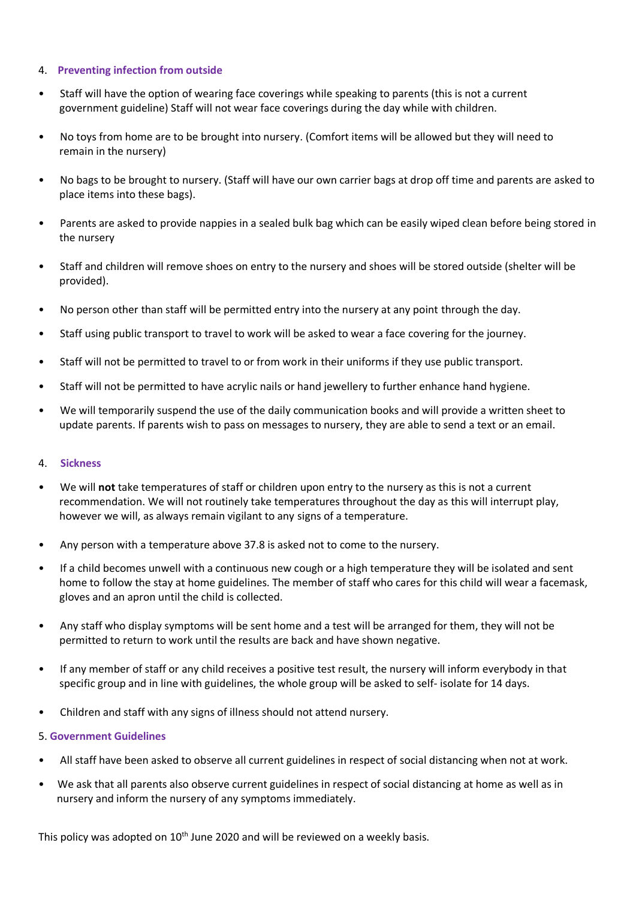## 4. Preventing infection from outside

- Staff will have the option of wearing face coverings while speaking to parents (this is not a current government guideline) Staff will not wear face coverings during the day while with children.
- No toys from home are to be brought into nursery. (Comfort items will be allowed but they will need to remain in the nursery)
- No bags to be brought to nursery. (Staff will have our own carrier bags at drop off time and parents are asked to place items into these bags).
- Parents are asked to provide nappies in a sealed bulk bag which can be easily wiped clean before being stored in the nursery
- Staff and children will remove shoes on entry to the nursery and shoes will be stored outside (shelter will be provided).
- No person other than staff will be permitted entry into the nursery at any point through the day.
- Staff using public transport to travel to work will be asked to wear a face covering for the journey.
- Staff will not be permitted to travel to or from work in their uniforms if they use public transport.
- Staff will not be permitted to have acrylic nails or hand jewellery to further enhance hand hygiene.
- We will temporarily suspend the use of the daily communication books and will provide a written sheet to update parents. If parents wish to pass on messages to nursery, they are able to send a text or an email.

## 4. Sickness

- We will **not** take temperatures of staff or children upon entry to the nursery as this is not a current recommendation. We will not routinely take temperatures throughout the day as this will interrupt play, however we will, as always remain vigilant to any signs of a temperature.
- Any person with a temperature above 37.8 is asked not to come to the nursery.
- If a child becomes unwell with a continuous new cough or a high temperature they will be isolated and sent home to follow the stay at home guidelines. The member of staff who cares for this child will wear a facemask, gloves and an apron until the child is collected.
- Any staff who display symptoms will be sent home and a test will be arranged for them, they will not be permitted to return to work until the results are back and have shown negative.
- If any member of staff or any child receives a positive test result, the nursery will inform everybody in that specific group and in line with guidelines, the whole group will be asked to self- isolate for 14 days.
- Children and staff with any signs of illness should not attend nursery.

## 5. Government Guidelines

- All staff have been asked to observe all current guidelines in respect of social distancing when not at work.
- We ask that all parents also observe current guidelines in respect of social distancing at home as well as in nursery and inform the nursery of any symptoms immediately.

This policy was adopted on 10th June 2020 and will be reviewed on a weekly basis.